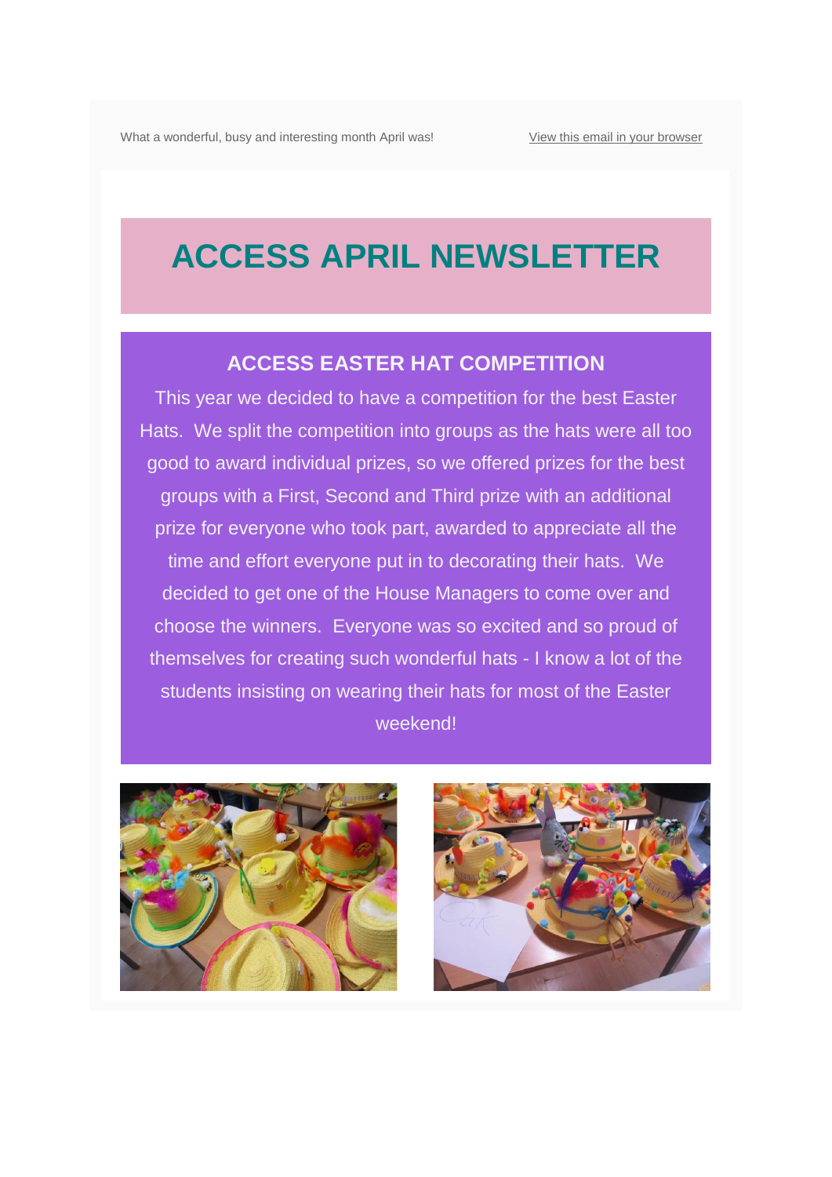What a wonderful, busy and interesting month April was!

View this email in your browser

# ACCESS APRIL NEWSLETTER

## ACCESS EASTER HAT COMPETITION

This year we decided to have a competition for the best Easter Hats. We split the competition into groups as the hats were all too good to award individual prizes, so we offered prizes for the best groups with a First, Second and Third prize with an additional prize for everyone who took part, awarded to appreciate all the time and effort everyone put in to decorating their hats. We decided to get one of the House Managers to come over and choose the winners. Everyone was so excited and so proud of themselves for creating such wonderful hats - I know a lot of the students insisting on wearing their hats for most of the Easter weekend!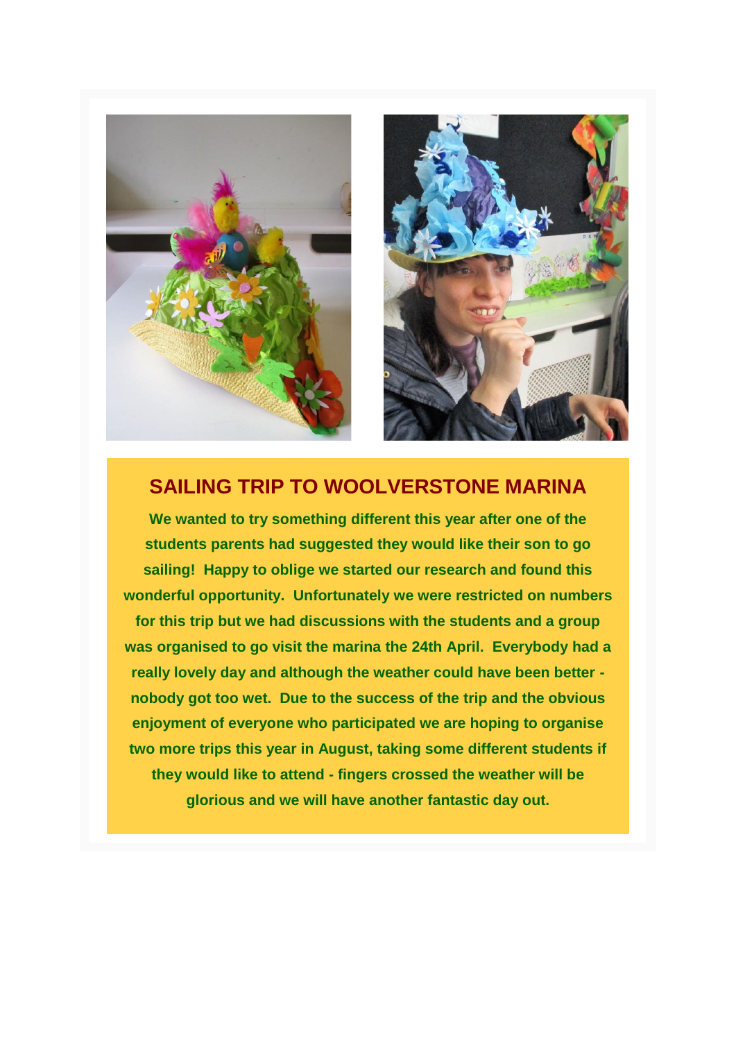## SAILING TRIP TO WOOLVERSTONE MARINA

**We wanted to try something different this year after one of the students parents had suggested they would like their son to go sailing! Happy to oblige we started our research and found this wonderful opportunity. Unfortunately we were restricted on numbers for this trip but we had discussions with the students and a group was organised to go visit the marina the 24th April. Everybody had a really lovely day and although the weather could have been better - nobody got too wet. Due to the success of the trip and the obvious enjoyment of everyone who participated we are hoping to organise two more trips this year in August, taking some different students if they would like to attend - fingers crossed the weather will be glorious and we will have another fantastic day out.**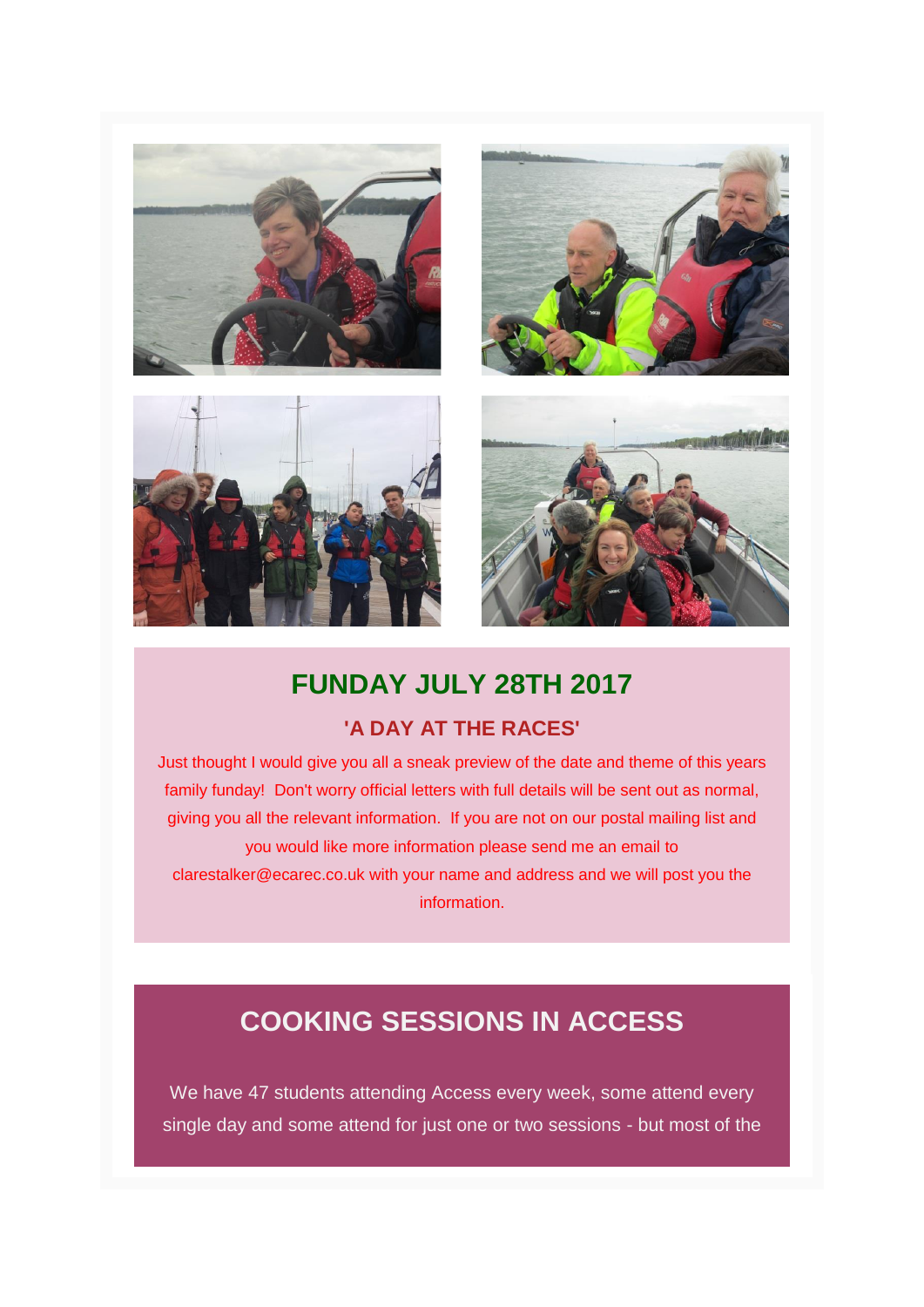## FUNDAY JULY 28TH 2017

### 'A DAY AT THE RACES'

Just thought I would give you all a sneak preview of the date and theme of this years family funday! Don't worry official letters with full details will be sent out as normal, giving you all the relevant information. If you are not on our postal mailing list and you would like more information please send me an email to clarestalker@ecarec.co.uk with your name and address and we will post you the information.

## COOKING SESSIONS IN ACCESS

We have 47 students attending Access every week, some attend every single day and some attend for just one or two sessions - but most of the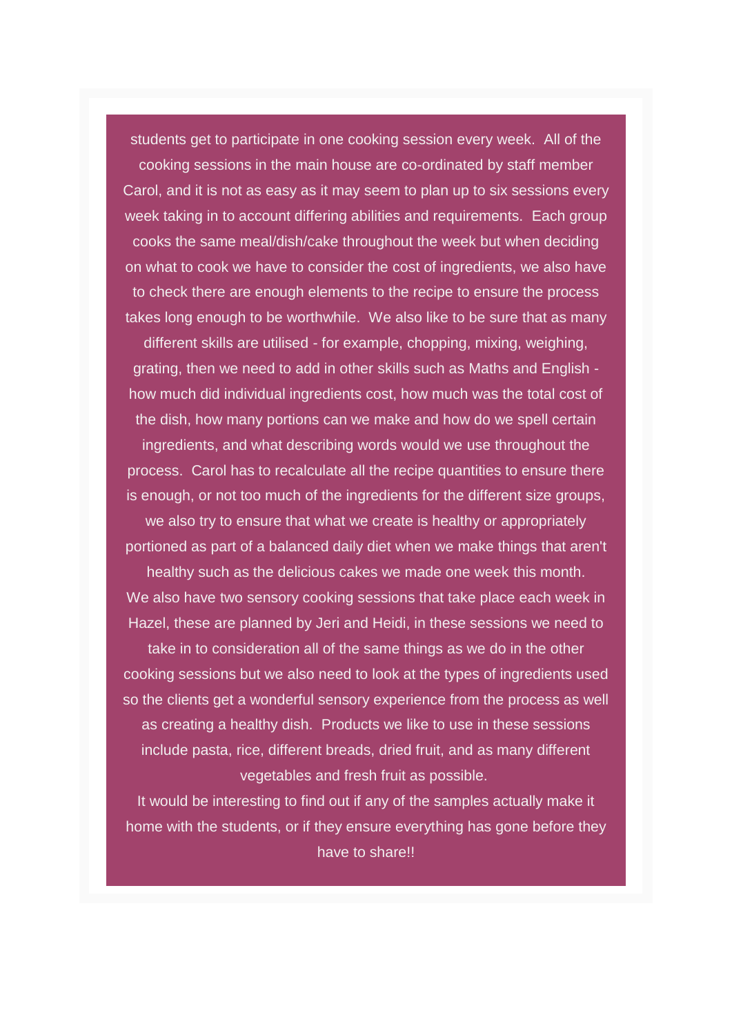students get to participate in one cooking session every week. All of the cooking sessions in the main house are co-ordinated by staff member Carol, and it is not as easy as it may seem to plan up to six sessions every week taking in to account differing abilities and requirements. Each group cooks the same meal/dish/cake throughout the week but when deciding on what to cook we have to consider the cost of ingredients, we also have to check there are enough elements to the recipe to ensure the process takes long enough to be worthwhile. We also like to be sure that as many different skills are utilised - for example, chopping, mixing, weighing, grating, then we need to add in other skills such as Maths and English - how much did individual ingredients cost, how much was the total cost of the dish, how many portions can we make and how do we spell certain ingredients, and what describing words would we use throughout the process. Carol has to recalculate all the recipe quantities to ensure there is enough, or not too much of the ingredients for the different size groups, we also try to ensure that what we create is healthy or appropriately portioned as part of a balanced daily diet when we make things that aren't healthy such as the delicious cakes we made one week this month.

We also have two sensory cooking sessions that take place each week in Hazel, these are planned by Jeri and Heidi, in these sessions we need to take in to consideration all of the same things as we do in the other cooking sessions but we also need to look at the types of ingredients used so the clients get a wonderful sensory experience from the process as well as creating a healthy dish. Products we like to use in these sessions include pasta, rice, different breads, dried fruit, and as many different vegetables and fresh fruit as possible.

It would be interesting to find out if any of the samples actually make it home with the students, or if they ensure everything has gone before they have to share!!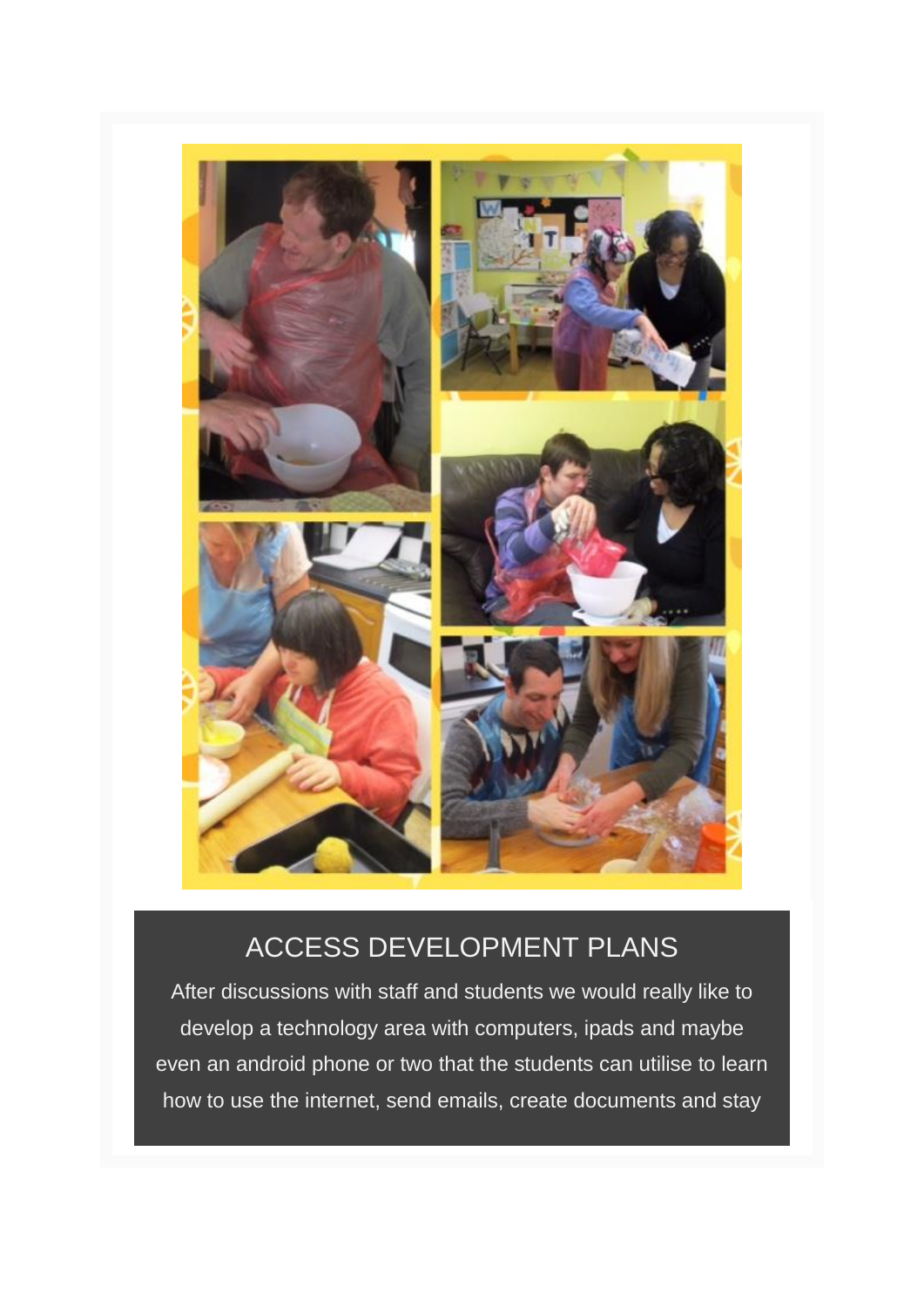## ACCESS DEVELOPMENT PLANS

After discussions with staff and students we would really like to develop a technology area with computers, ipads and maybe even an android phone or two that the students can utilise to learn how to use the internet, send emails, create documents and stay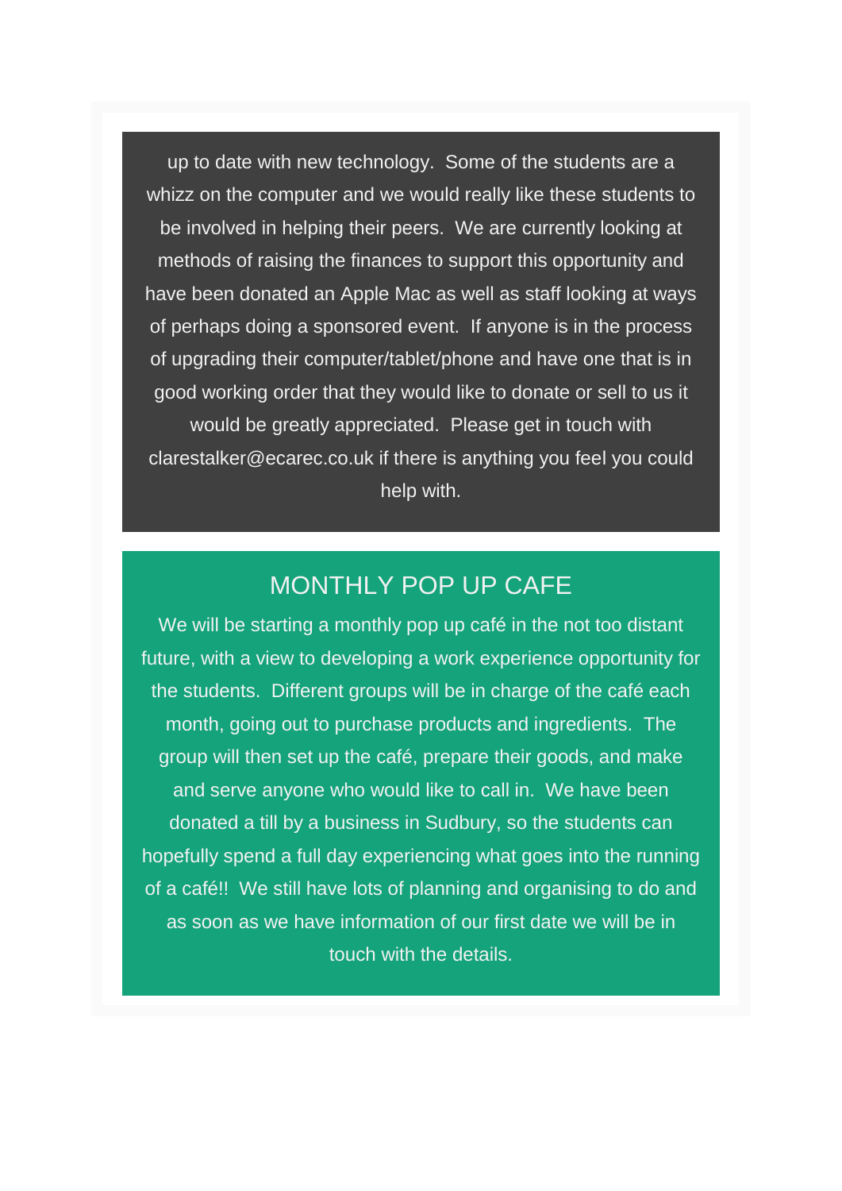up to date with new technology. Some of the students are a whizz on the computer and we would really like these students to be involved in helping their peers. We are currently looking at methods of raising the finances to support this opportunity and have been donated an Apple Mac as well as staff looking at ways of perhaps doing a sponsored event. If anyone is in the process of upgrading their computer/tablet/phone and have one that is in good working order that they would like to donate or sell to us it would be greatly appreciated. Please get in touch with clarestalker@ecarec.co.uk if there is anything you feel you could help with.

## MONTHLY POP UP CAFE

We will be starting a monthly pop up café in the not too distant future, with a view to developing a work experience opportunity for the students. Different groups will be in charge of the café each month, going out to purchase products and ingredients. The group will then set up the café, prepare their goods, and make and serve anyone who would like to call in. We have been donated a till by a business in Sudbury, so the students can hopefully spend a full day experiencing what goes into the running of a café!! We still have lots of planning and organising to do and as soon as we have information of our first date we will be in touch with the details.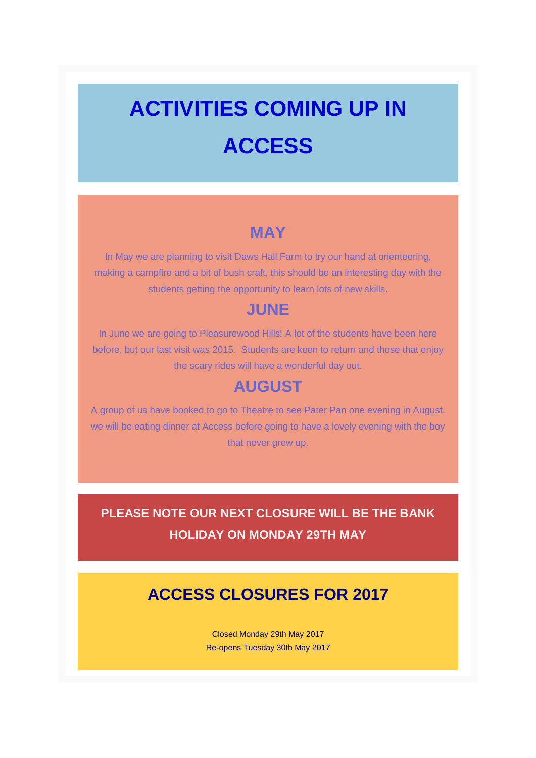# ACTIVITIES COMING UP IN ACCESS

## MAY

In May we are planning to visit Daws Hall Farm to try our hand at orienteering, making a campfire and a bit of bush craft, this should be an interesting day with the students getting the opportunity to learn lots of new skills.

## JUNE

In June we are going to Pleasurewood Hills! A lot of the students have been here before, but our last visit was 2015. Students are keen to return and those that enjoy the scary rides will have a wonderful day out.

## AUGUST

A group of us have booked to go to Theatre to see Pater Pan one evening in August, we will be eating dinner at Access before going to have a lovely evening with the boy that never grew up.

**PLEASE NOTE OUR NEXT CLOSURE WILL BE THE BANK HOLIDAY ON MONDAY 29TH MAY**

## ACCESS CLOSURES FOR 2017

Closed Monday 29th May 2017
Re-opens Tuesday 30th May 2017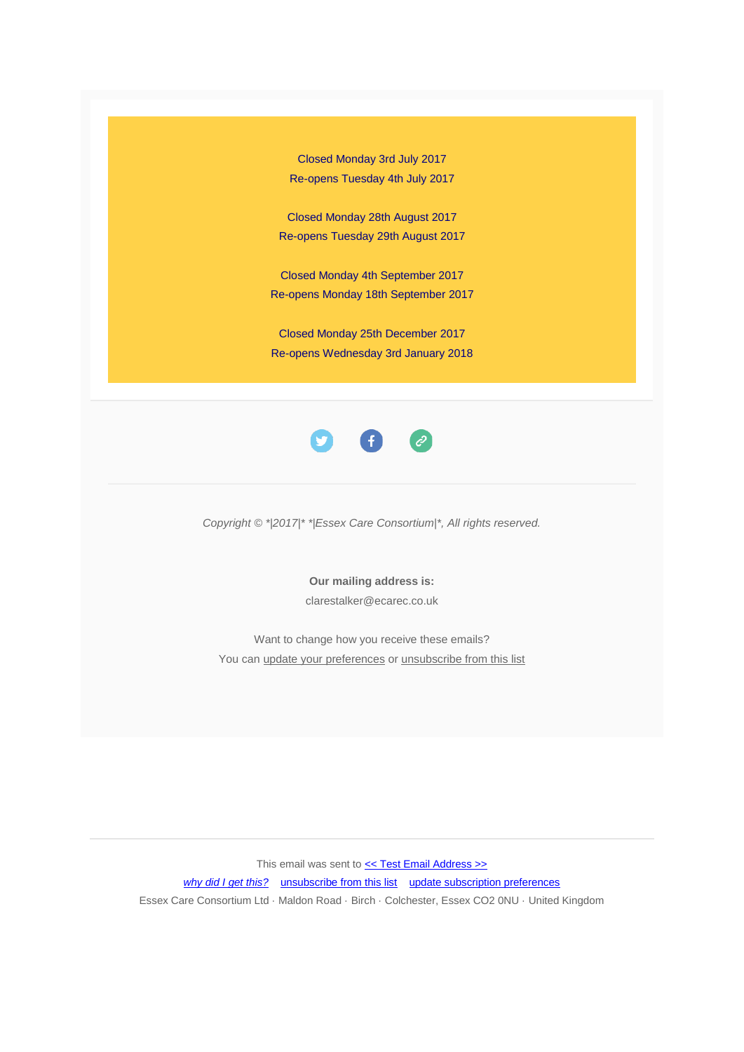Closed Monday 3rd July 2017
Re-opens Tuesday 4th July 2017

Closed Monday 28th August 2017
Re-opens Tuesday 29th August 2017

Closed Monday 4th September 2017
Re-opens Monday 18th September 2017

Closed Monday 25th December 2017
Re-opens Wednesday 3rd January 2018

---

*Copyright © *|2017|* *|Essex Care Consortium|*, All rights reserved.*

**Our mailing address is:**
clarestalker@ecarec.co.uk

Want to change how you receive these emails?
You can update your preferences or unsubscribe from this list

---

This email was sent to << Test Email Address >>
*why did I get this?* unsubscribe from this list update subscription preferences
Essex Care Consortium Ltd · Maldon Road · Birch · Colchester, Essex CO2 0NU · United Kingdom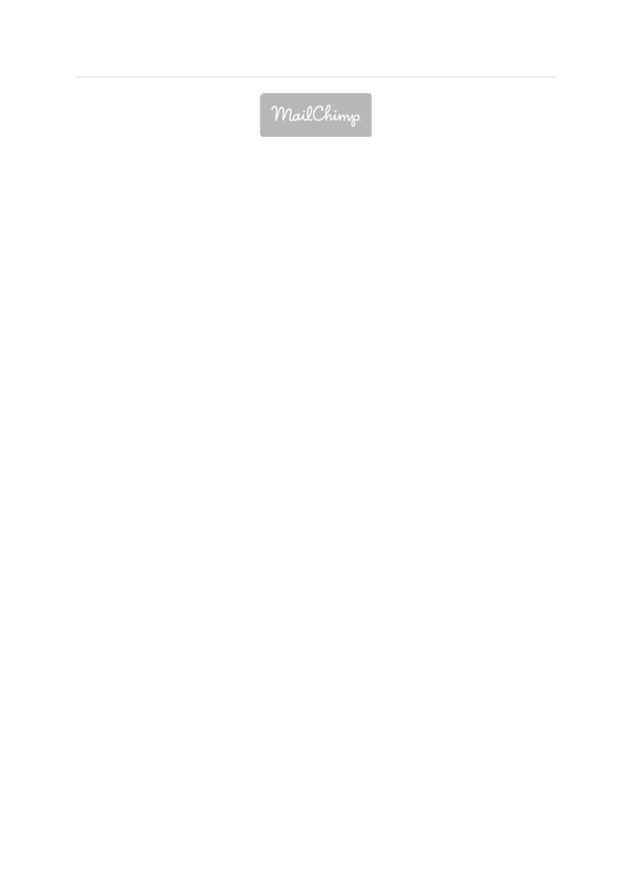---

MailChimp.